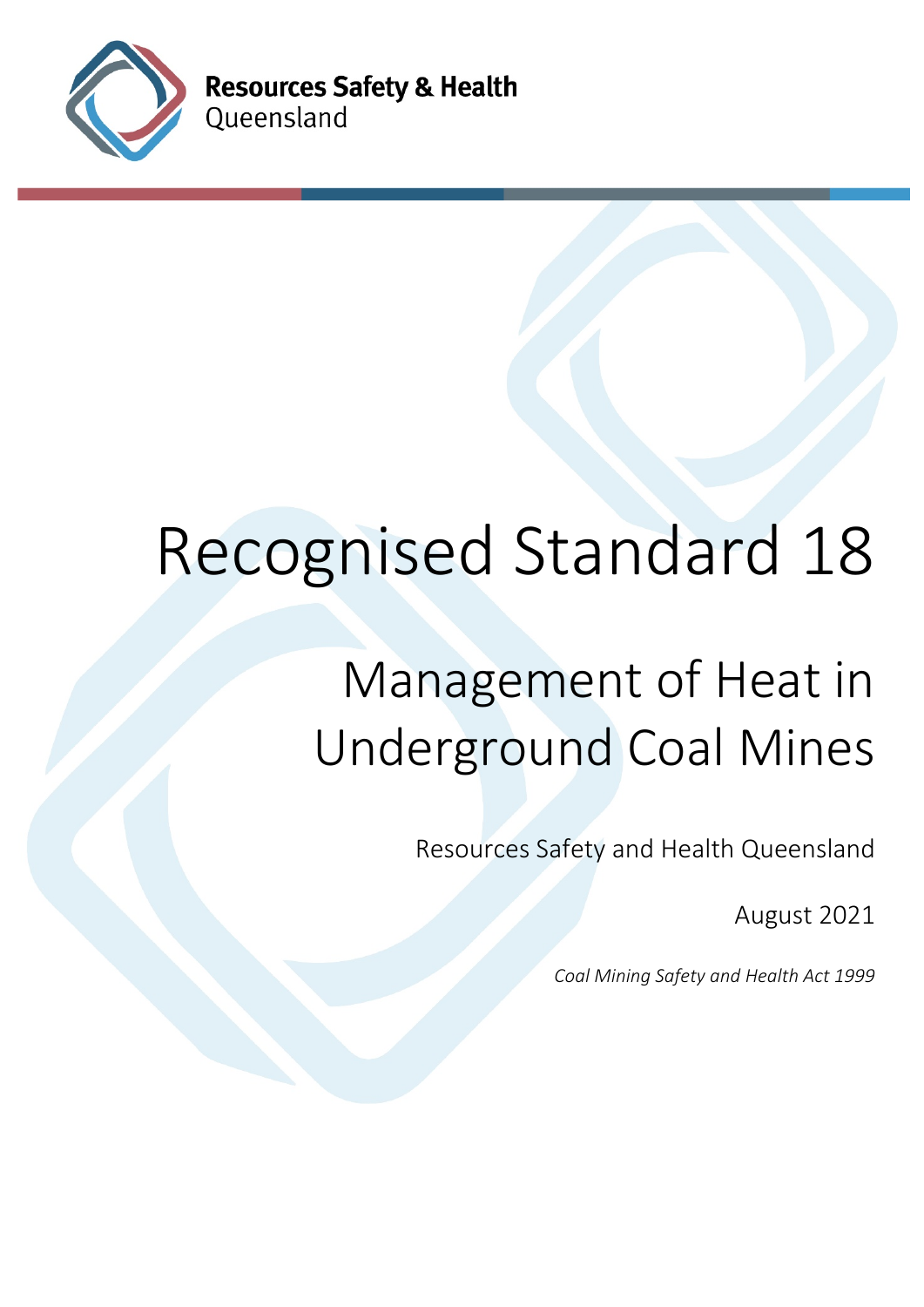Resources Safety & Health Queensland

# Recognised Standard 18

## Management of Heat in Underground Coal Mines

Resources Safety and Health Queensland

August 2021

*Coal Mining Safety and Health Act 1999*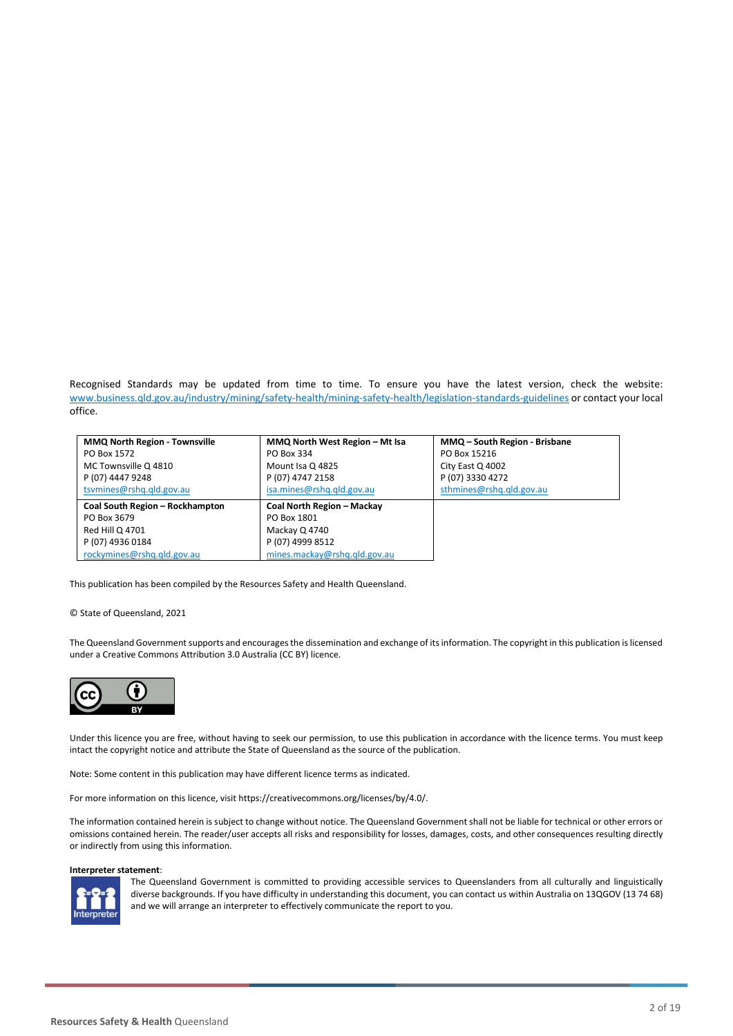Recognised Standards may be updated from time to time. To ensure you have the latest version, check the website: www.business.qld.gov.au/industry/mining/safety-health/mining-safety-health/legislation-standards-guidelines or contact your local office.

| **MMQ North Region - Townsville**<br>PO Box 1572<br>MC Townsville Q 4810<br>P (07) 4447 9248<br>tsvmines@rshq.qld.gov.au | **MMQ North West Region – Mt Isa**<br>PO Box 334<br>Mount Isa Q 4825<br>P (07) 4747 2158<br>isa.mines@rshq.qld.gov.au | **MMQ – South Region - Brisbane**<br>PO Box 15216<br>City East Q 4002<br>P (07) 3330 4272<br>sthmines@rshq.qld.gov.au |
|---|---|---|
| **Coal South Region – Rockhampton**<br>PO Box 3679<br>Red Hill Q 4701<br>P (07) 4936 0184<br>rockymines@rshq.qld.gov.au | **Coal North Region – Mackay**<br>PO Box 1801<br>Mackay Q 4740<br>P (07) 4999 8512<br>mines.mackay@rshq.qld.gov.au | |

This publication has been compiled by the Resources Safety and Health Queensland.

© State of Queensland, 2021

The Queensland Government supports and encourages the dissemination and exchange of its information. The copyright in this publication is licensed under a Creative Commons Attribution 3.0 Australia (CC BY) licence.

Under this licence you are free, without having to seek our permission, to use this publication in accordance with the licence terms. You must keep intact the copyright notice and attribute the State of Queensland as the source of the publication.

Note: Some content in this publication may have different licence terms as indicated.

For more information on this licence, visit https://creativecommons.org/licenses/by/4.0/.

The information contained herein is subject to change without notice. The Queensland Government shall not be liable for technical or other errors or omissions contained herein. The reader/user accepts all risks and responsibility for losses, damages, costs, and other consequences resulting directly or indirectly from using this information.

**Interpreter statement**:

The Queensland Government is committed to providing accessible services to Queenslanders from all culturally and linguistically diverse backgrounds. If you have difficulty in understanding this document, you can contact us within Australia on 13QGOV (13 74 68) and we will arrange an interpreter to effectively communicate the report to you.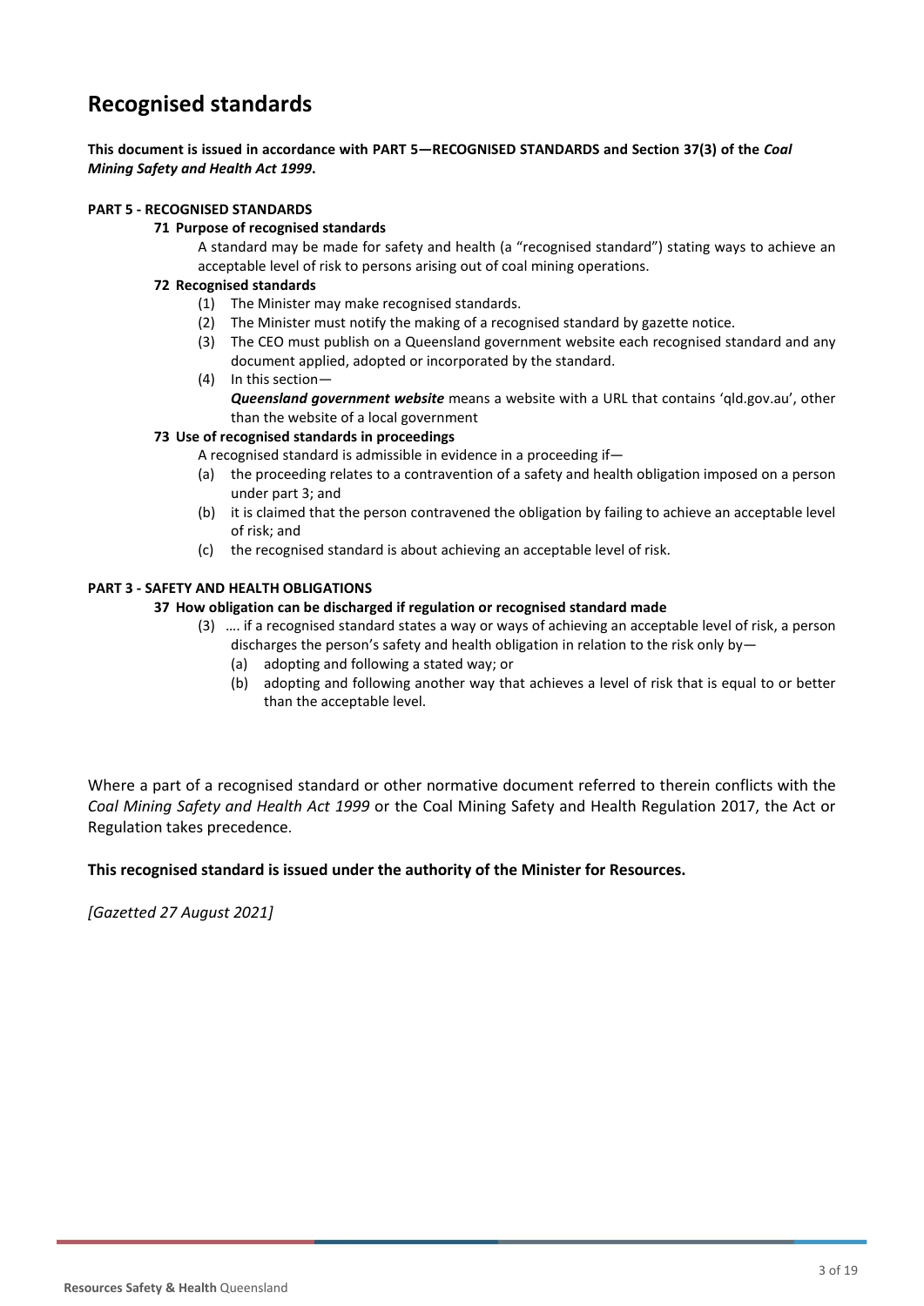# Recognised standards

**This document is issued in accordance with PART 5—RECOGNISED STANDARDS and Section 37(3) of the *Coal Mining Safety and Health Act 1999*.**

**PART 5 - RECOGNISED STANDARDS**

**71 Purpose of recognised standards**

A standard may be made for safety and health (a "recognised standard") stating ways to achieve an acceptable level of risk to persons arising out of coal mining operations.

**72 Recognised standards**

(1) The Minister may make recognised standards.

(2) The Minister must notify the making of a recognised standard by gazette notice.

(3) The CEO must publish on a Queensland government website each recognised standard and any document applied, adopted or incorporated by the standard.

(4) In this section—
***Queensland government website*** means a website with a URL that contains 'qld.gov.au', other than the website of a local government

**73 Use of recognised standards in proceedings**

A recognised standard is admissible in evidence in a proceeding if—

(a) the proceeding relates to a contravention of a safety and health obligation imposed on a person under part 3; and

(b) it is claimed that the person contravened the obligation by failing to achieve an acceptable level of risk; and

(c) the recognised standard is about achieving an acceptable level of risk.

**PART 3 - SAFETY AND HEALTH OBLIGATIONS**

**37 How obligation can be discharged if regulation or recognised standard made**

(3) …. if a recognised standard states a way or ways of achieving an acceptable level of risk, a person discharges the person's safety and health obligation in relation to the risk only by—

(a) adopting and following a stated way; or

(b) adopting and following another way that achieves a level of risk that is equal to or better than the acceptable level.

Where a part of a recognised standard or other normative document referred to therein conflicts with the *Coal Mining Safety and Health Act 1999* or the Coal Mining Safety and Health Regulation 2017, the Act or Regulation takes precedence.

**This recognised standard is issued under the authority of the Minister for Resources.**

*[Gazetted 27 August 2021]*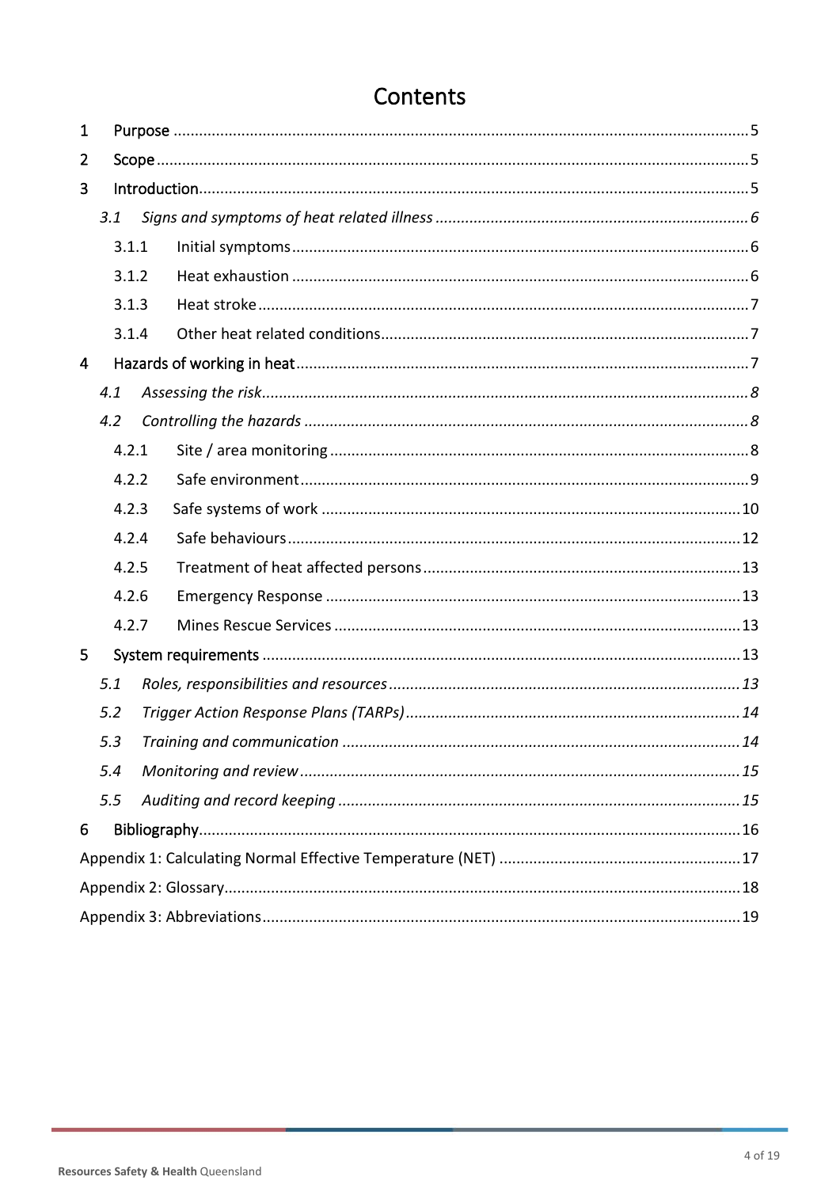# Contents

1 Purpose .....5

2 Scope .....5

3 Introduction .....5

*3.1 Signs and symptoms of heat related illness .....6*

3.1.1 Initial symptoms .....6

3.1.2 Heat exhaustion .....6

3.1.3 Heat stroke .....7

3.1.4 Other heat related conditions .....7

4 Hazards of working in heat .....7

*4.1 Assessing the risk .....8*

*4.2 Controlling the hazards .....8*

4.2.1 Site / area monitoring .....8

4.2.2 Safe environment .....9

4.2.3 Safe systems of work .....10

4.2.4 Safe behaviours .....12

4.2.5 Treatment of heat affected persons .....13

4.2.6 Emergency Response .....13

4.2.7 Mines Rescue Services .....13

5 System requirements .....13

*5.1 Roles, responsibilities and resources .....13*

*5.2 Trigger Action Response Plans (TARPs) .....14*

*5.3 Training and communication .....14*

*5.4 Monitoring and review .....15*

*5.5 Auditing and record keeping .....15*

6 Bibliography .....16

Appendix 1: Calculating Normal Effective Temperature (NET) .....17

Appendix 2: Glossary .....18

Appendix 3: Abbreviations .....19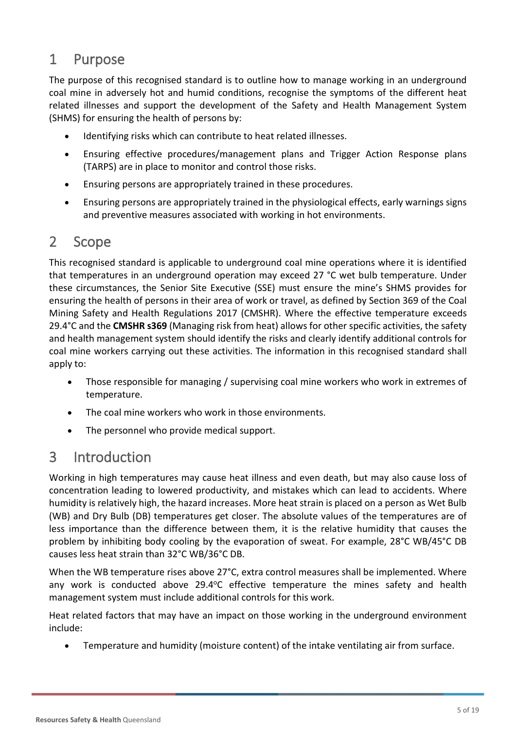# 1 Purpose

The purpose of this recognised standard is to outline how to manage working in an underground coal mine in adversely hot and humid conditions, recognise the symptoms of the different heat related illnesses and support the development of the Safety and Health Management System (SHMS) for ensuring the health of persons by:

- Identifying risks which can contribute to heat related illnesses.
- Ensuring effective procedures/management plans and Trigger Action Response plans (TARPS) are in place to monitor and control those risks.
- Ensuring persons are appropriately trained in these procedures.
- Ensuring persons are appropriately trained in the physiological effects, early warnings signs and preventive measures associated with working in hot environments.

# 2 Scope

This recognised standard is applicable to underground coal mine operations where it is identified that temperatures in an underground operation may exceed 27 °C wet bulb temperature. Under these circumstances, the Senior Site Executive (SSE) must ensure the mine's SHMS provides for ensuring the health of persons in their area of work or travel, as defined by Section 369 of the Coal Mining Safety and Health Regulations 2017 (CMSHR). Where the effective temperature exceeds 29.4°C and the **CMSHR s369** (Managing risk from heat) allows for other specific activities, the safety and health management system should identify the risks and clearly identify additional controls for coal mine workers carrying out these activities. The information in this recognised standard shall apply to:

- Those responsible for managing / supervising coal mine workers who work in extremes of temperature.
- The coal mine workers who work in those environments.
- The personnel who provide medical support.

# 3 Introduction

Working in high temperatures may cause heat illness and even death, but may also cause loss of concentration leading to lowered productivity, and mistakes which can lead to accidents. Where humidity is relatively high, the hazard increases. More heat strain is placed on a person as Wet Bulb (WB) and Dry Bulb (DB) temperatures get closer. The absolute values of the temperatures are of less importance than the difference between them, it is the relative humidity that causes the problem by inhibiting body cooling by the evaporation of sweat. For example, 28°C WB/45°C DB causes less heat strain than 32°C WB/36°C DB.

When the WB temperature rises above 27°C, extra control measures shall be implemented. Where any work is conducted above 29.4°C effective temperature the mines safety and health management system must include additional controls for this work.

Heat related factors that may have an impact on those working in the underground environment include:

- Temperature and humidity (moisture content) of the intake ventilating air from surface.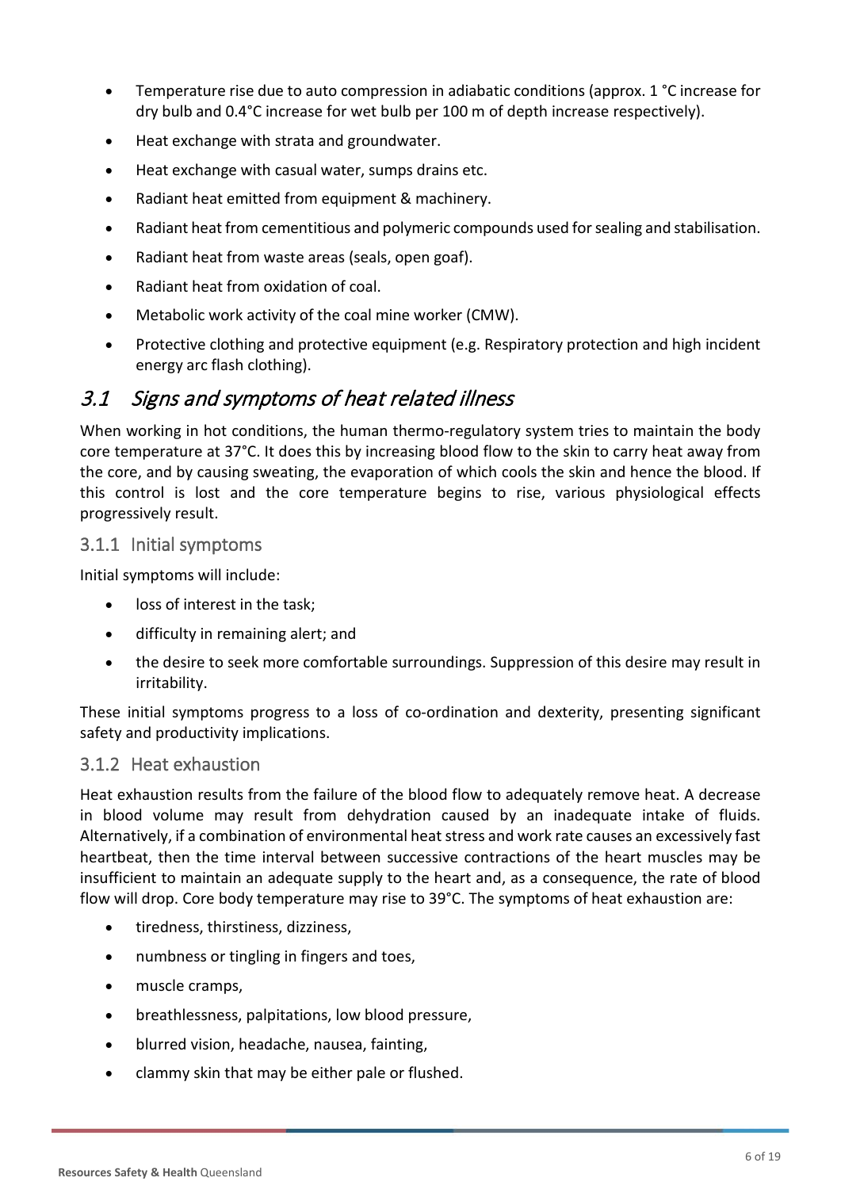- Temperature rise due to auto compression in adiabatic conditions (approx. 1 °C increase for dry bulb and 0.4°C increase for wet bulb per 100 m of depth increase respectively).
- Heat exchange with strata and groundwater.
- Heat exchange with casual water, sumps drains etc.
- Radiant heat emitted from equipment & machinery.
- Radiant heat from cementitious and polymeric compounds used for sealing and stabilisation.
- Radiant heat from waste areas (seals, open goaf).
- Radiant heat from oxidation of coal.
- Metabolic work activity of the coal mine worker (CMW).
- Protective clothing and protective equipment (e.g. Respiratory protection and high incident energy arc flash clothing).

## 3.1 Signs and symptoms of heat related illness

When working in hot conditions, the human thermo-regulatory system tries to maintain the body core temperature at 37°C. It does this by increasing blood flow to the skin to carry heat away from the core, and by causing sweating, the evaporation of which cools the skin and hence the blood. If this control is lost and the core temperature begins to rise, various physiological effects progressively result.

### 3.1.1 Initial symptoms

Initial symptoms will include:

- loss of interest in the task;
- difficulty in remaining alert; and
- the desire to seek more comfortable surroundings. Suppression of this desire may result in irritability.

These initial symptoms progress to a loss of co-ordination and dexterity, presenting significant safety and productivity implications.

### 3.1.2 Heat exhaustion

Heat exhaustion results from the failure of the blood flow to adequately remove heat. A decrease in blood volume may result from dehydration caused by an inadequate intake of fluids. Alternatively, if a combination of environmental heat stress and work rate causes an excessively fast heartbeat, then the time interval between successive contractions of the heart muscles may be insufficient to maintain an adequate supply to the heart and, as a consequence, the rate of blood flow will drop. Core body temperature may rise to 39°C. The symptoms of heat exhaustion are:

- tiredness, thirstiness, dizziness,
- numbness or tingling in fingers and toes,
- muscle cramps,
- breathlessness, palpitations, low blood pressure,
- blurred vision, headache, nausea, fainting,
- clammy skin that may be either pale or flushed.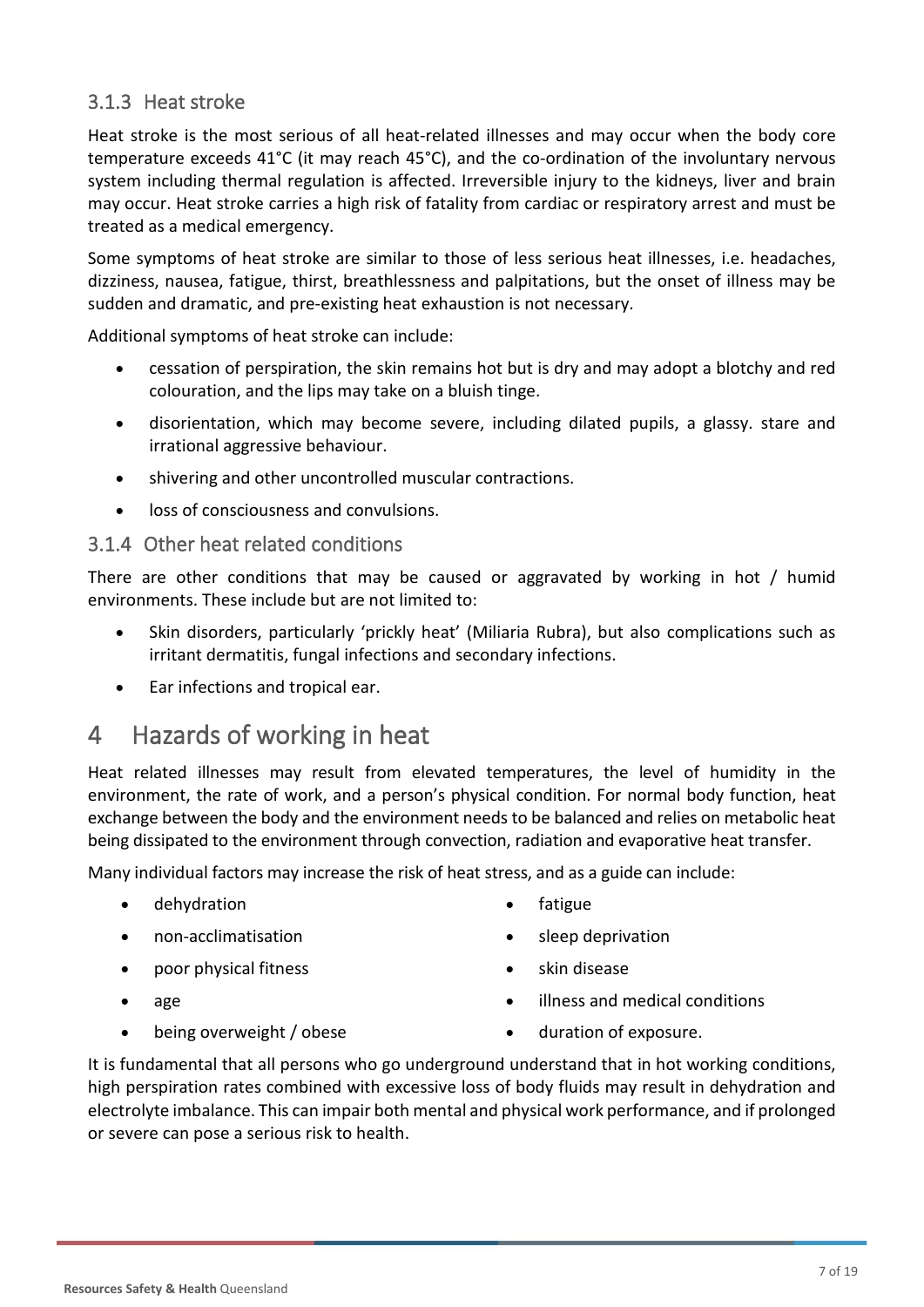### 3.1.3 Heat stroke

Heat stroke is the most serious of all heat-related illnesses and may occur when the body core temperature exceeds 41°C (it may reach 45°C), and the co-ordination of the involuntary nervous system including thermal regulation is affected. Irreversible injury to the kidneys, liver and brain may occur. Heat stroke carries a high risk of fatality from cardiac or respiratory arrest and must be treated as a medical emergency.

Some symptoms of heat stroke are similar to those of less serious heat illnesses, i.e. headaches, dizziness, nausea, fatigue, thirst, breathlessness and palpitations, but the onset of illness may be sudden and dramatic, and pre-existing heat exhaustion is not necessary.

Additional symptoms of heat stroke can include:

- cessation of perspiration, the skin remains hot but is dry and may adopt a blotchy and red colouration, and the lips may take on a bluish tinge.
- disorientation, which may become severe, including dilated pupils, a glassy. stare and irrational aggressive behaviour.
- shivering and other uncontrolled muscular contractions.
- loss of consciousness and convulsions.

### 3.1.4 Other heat related conditions

There are other conditions that may be caused or aggravated by working in hot / humid environments. These include but are not limited to:

- Skin disorders, particularly 'prickly heat' (Miliaria Rubra), but also complications such as irritant dermatitis, fungal infections and secondary infections.
- Ear infections and tropical ear.

# 4 Hazards of working in heat

Heat related illnesses may result from elevated temperatures, the level of humidity in the environment, the rate of work, and a person's physical condition. For normal body function, heat exchange between the body and the environment needs to be balanced and relies on metabolic heat being dissipated to the environment through convection, radiation and evaporative heat transfer.

Many individual factors may increase the risk of heat stress, and as a guide can include:

- dehydration
- non-acclimatisation
- poor physical fitness
- age
- being overweight / obese
- fatigue
- sleep deprivation
- skin disease
- illness and medical conditions
- duration of exposure.

It is fundamental that all persons who go underground understand that in hot working conditions, high perspiration rates combined with excessive loss of body fluids may result in dehydration and electrolyte imbalance. This can impair both mental and physical work performance, and if prolonged or severe can pose a serious risk to health.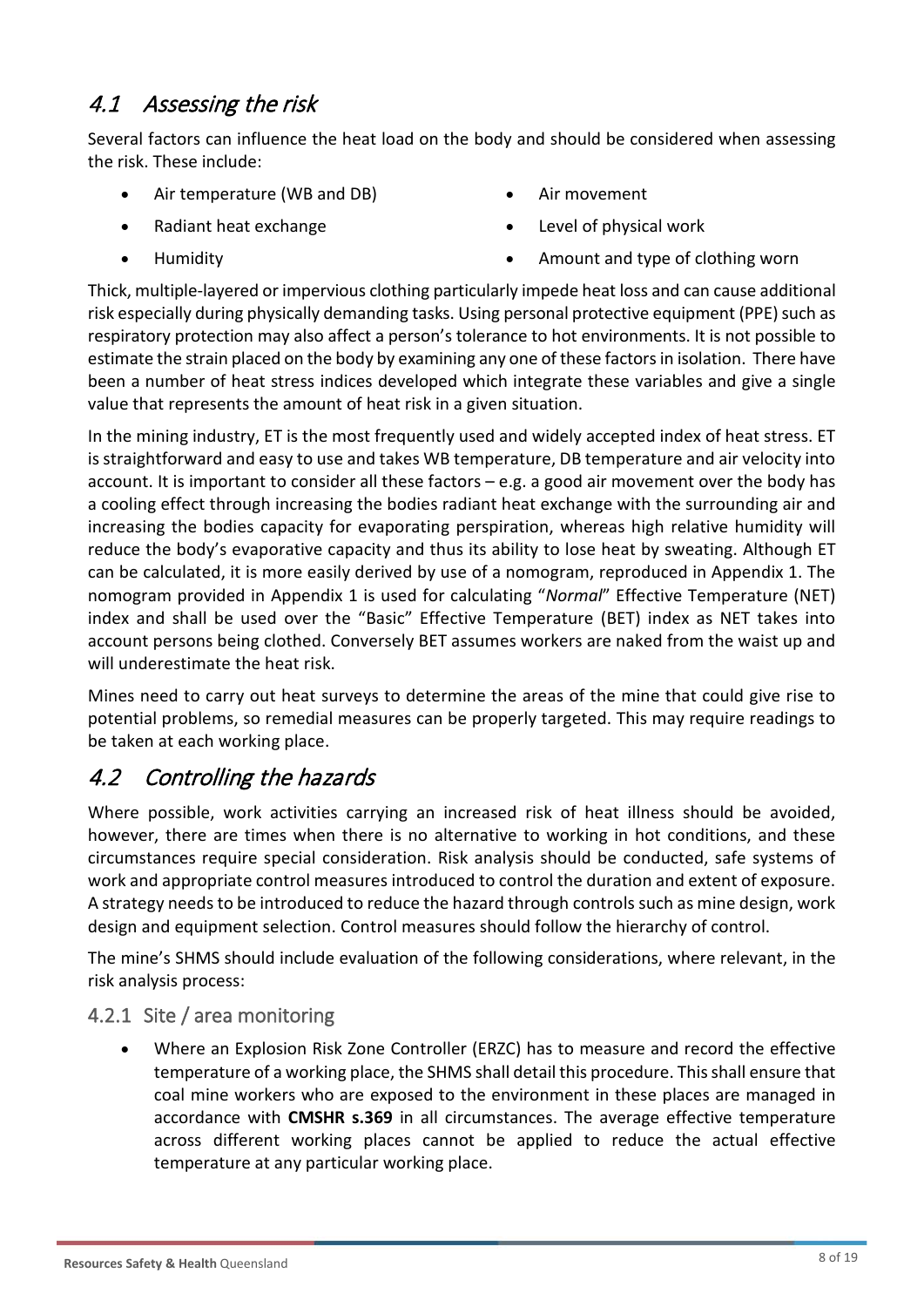## *4.1 Assessing the risk*

Several factors can influence the heat load on the body and should be considered when assessing the risk. These include:

- Air temperature (WB and DB)
- Radiant heat exchange
- Humidity
- Air movement
- Level of physical work
- Amount and type of clothing worn

Thick, multiple-layered or impervious clothing particularly impede heat loss and can cause additional risk especially during physically demanding tasks. Using personal protective equipment (PPE) such as respiratory protection may also affect a person's tolerance to hot environments. It is not possible to estimate the strain placed on the body by examining any one of these factors in isolation. There have been a number of heat stress indices developed which integrate these variables and give a single value that represents the amount of heat risk in a given situation.

In the mining industry, ET is the most frequently used and widely accepted index of heat stress. ET is straightforward and easy to use and takes WB temperature, DB temperature and air velocity into account. It is important to consider all these factors – e.g. a good air movement over the body has a cooling effect through increasing the bodies radiant heat exchange with the surrounding air and increasing the bodies capacity for evaporating perspiration, whereas high relative humidity will reduce the body's evaporative capacity and thus its ability to lose heat by sweating. Although ET can be calculated, it is more easily derived by use of a nomogram, reproduced in Appendix 1. The nomogram provided in Appendix 1 is used for calculating "*Normal*" Effective Temperature (NET) index and shall be used over the "Basic" Effective Temperature (BET) index as NET takes into account persons being clothed. Conversely BET assumes workers are naked from the waist up and will underestimate the heat risk.

Mines need to carry out heat surveys to determine the areas of the mine that could give rise to potential problems, so remedial measures can be properly targeted. This may require readings to be taken at each working place.

## *4.2 Controlling the hazards*

Where possible, work activities carrying an increased risk of heat illness should be avoided, however, there are times when there is no alternative to working in hot conditions, and these circumstances require special consideration. Risk analysis should be conducted, safe systems of work and appropriate control measures introduced to control the duration and extent of exposure. A strategy needs to be introduced to reduce the hazard through controls such as mine design, work design and equipment selection. Control measures should follow the hierarchy of control.

The mine's SHMS should include evaluation of the following considerations, where relevant, in the risk analysis process:

### 4.2.1 Site / area monitoring

- Where an Explosion Risk Zone Controller (ERZC) has to measure and record the effective temperature of a working place, the SHMS shall detail this procedure. This shall ensure that coal mine workers who are exposed to the environment in these places are managed in accordance with **CMSHR s.369** in all circumstances. The average effective temperature across different working places cannot be applied to reduce the actual effective temperature at any particular working place.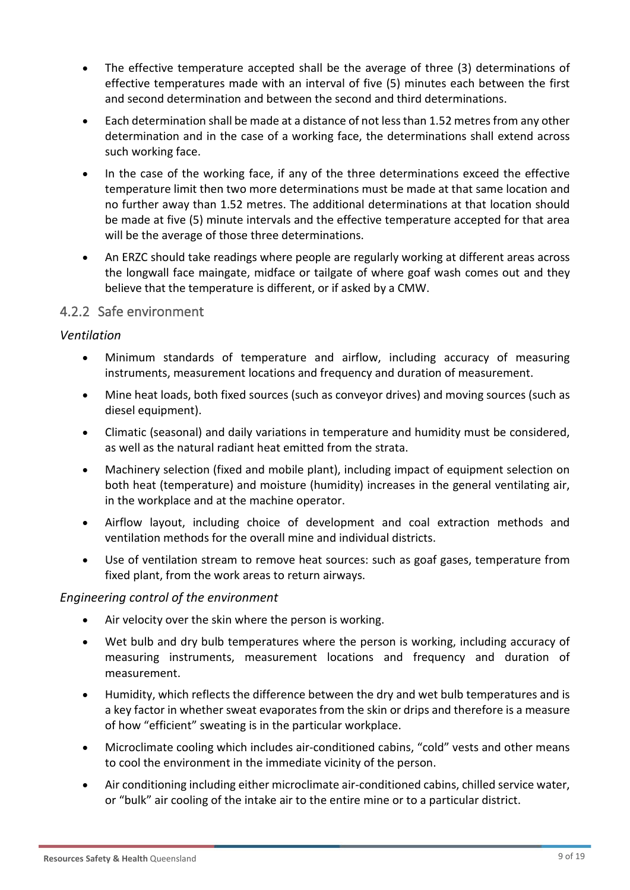- The effective temperature accepted shall be the average of three (3) determinations of effective temperatures made with an interval of five (5) minutes each between the first and second determination and between the second and third determinations.
- Each determination shall be made at a distance of not less than 1.52 metres from any other determination and in the case of a working face, the determinations shall extend across such working face.
- In the case of the working face, if any of the three determinations exceed the effective temperature limit then two more determinations must be made at that same location and no further away than 1.52 metres. The additional determinations at that location should be made at five (5) minute intervals and the effective temperature accepted for that area will be the average of those three determinations.
- An ERZC should take readings where people are regularly working at different areas across the longwall face maingate, midface or tailgate of where goaf wash comes out and they believe that the temperature is different, or if asked by a CMW.

### 4.2.2 Safe environment

*Ventilation*

- Minimum standards of temperature and airflow, including accuracy of measuring instruments, measurement locations and frequency and duration of measurement.
- Mine heat loads, both fixed sources (such as conveyor drives) and moving sources (such as diesel equipment).
- Climatic (seasonal) and daily variations in temperature and humidity must be considered, as well as the natural radiant heat emitted from the strata.
- Machinery selection (fixed and mobile plant), including impact of equipment selection on both heat (temperature) and moisture (humidity) increases in the general ventilating air, in the workplace and at the machine operator.
- Airflow layout, including choice of development and coal extraction methods and ventilation methods for the overall mine and individual districts.
- Use of ventilation stream to remove heat sources: such as goaf gases, temperature from fixed plant, from the work areas to return airways.

*Engineering control of the environment*

- Air velocity over the skin where the person is working.
- Wet bulb and dry bulb temperatures where the person is working, including accuracy of measuring instruments, measurement locations and frequency and duration of measurement.
- Humidity, which reflects the difference between the dry and wet bulb temperatures and is a key factor in whether sweat evaporates from the skin or drips and therefore is a measure of how "efficient" sweating is in the particular workplace.
- Microclimate cooling which includes air-conditioned cabins, "cold" vests and other means to cool the environment in the immediate vicinity of the person.
- Air conditioning including either microclimate air-conditioned cabins, chilled service water, or "bulk" air cooling of the intake air to the entire mine or to a particular district.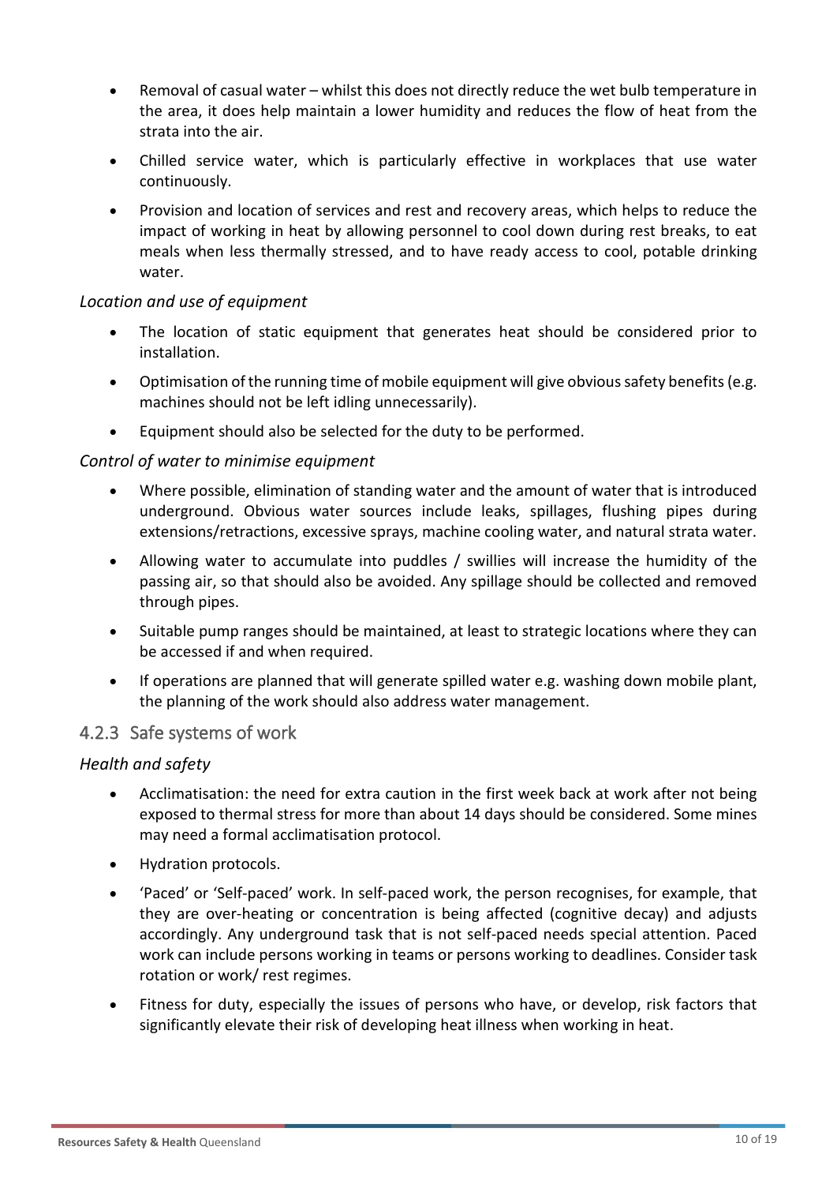- Removal of casual water – whilst this does not directly reduce the wet bulb temperature in the area, it does help maintain a lower humidity and reduces the flow of heat from the strata into the air.
- Chilled service water, which is particularly effective in workplaces that use water continuously.
- Provision and location of services and rest and recovery areas, which helps to reduce the impact of working in heat by allowing personnel to cool down during rest breaks, to eat meals when less thermally stressed, and to have ready access to cool, potable drinking water.

*Location and use of equipment*

- The location of static equipment that generates heat should be considered prior to installation.
- Optimisation of the running time of mobile equipment will give obvious safety benefits (e.g. machines should not be left idling unnecessarily).
- Equipment should also be selected for the duty to be performed.

*Control of water to minimise equipment*

- Where possible, elimination of standing water and the amount of water that is introduced underground. Obvious water sources include leaks, spillages, flushing pipes during extensions/retractions, excessive sprays, machine cooling water, and natural strata water.
- Allowing water to accumulate into puddles / swillies will increase the humidity of the passing air, so that should also be avoided. Any spillage should be collected and removed through pipes.
- Suitable pump ranges should be maintained, at least to strategic locations where they can be accessed if and when required.
- If operations are planned that will generate spilled water e.g. washing down mobile plant, the planning of the work should also address water management.

### 4.2.3 Safe systems of work

*Health and safety*

- Acclimatisation: the need for extra caution in the first week back at work after not being exposed to thermal stress for more than about 14 days should be considered. Some mines may need a formal acclimatisation protocol.
- Hydration protocols.
- 'Paced' or 'Self-paced' work. In self-paced work, the person recognises, for example, that they are over-heating or concentration is being affected (cognitive decay) and adjusts accordingly. Any underground task that is not self-paced needs special attention. Paced work can include persons working in teams or persons working to deadlines. Consider task rotation or work/ rest regimes.
- Fitness for duty, especially the issues of persons who have, or develop, risk factors that significantly elevate their risk of developing heat illness when working in heat.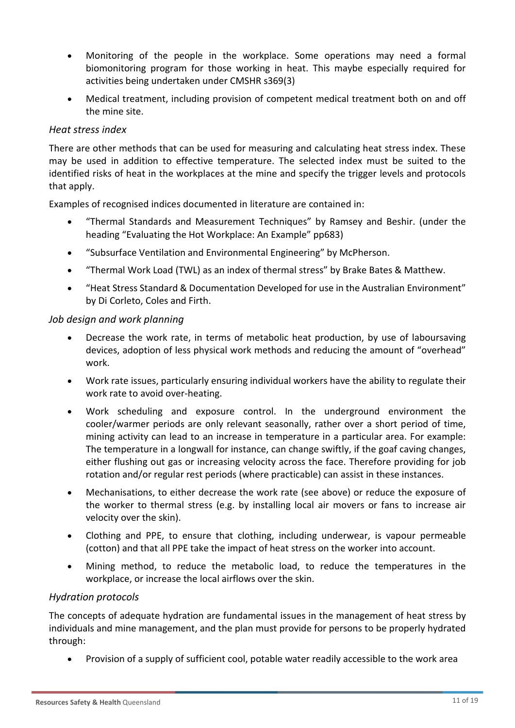- Monitoring of the people in the workplace. Some operations may need a formal biomonitoring program for those working in heat. This maybe especially required for activities being undertaken under CMSHR s369(3)
- Medical treatment, including provision of competent medical treatment both on and off the mine site.

*Heat stress index*

There are other methods that can be used for measuring and calculating heat stress index. These may be used in addition to effective temperature. The selected index must be suited to the identified risks of heat in the workplaces at the mine and specify the trigger levels and protocols that apply.

Examples of recognised indices documented in literature are contained in:

- "Thermal Standards and Measurement Techniques" by Ramsey and Beshir. (under the heading "Evaluating the Hot Workplace: An Example" pp683)
- "Subsurface Ventilation and Environmental Engineering" by McPherson.
- "Thermal Work Load (TWL) as an index of thermal stress" by Brake Bates & Matthew.
- "Heat Stress Standard & Documentation Developed for use in the Australian Environment" by Di Corleto, Coles and Firth.

*Job design and work planning*

- Decrease the work rate, in terms of metabolic heat production, by use of laboursaving devices, adoption of less physical work methods and reducing the amount of "overhead" work.
- Work rate issues, particularly ensuring individual workers have the ability to regulate their work rate to avoid over-heating.
- Work scheduling and exposure control. In the underground environment the cooler/warmer periods are only relevant seasonally, rather over a short period of time, mining activity can lead to an increase in temperature in a particular area. For example: The temperature in a longwall for instance, can change swiftly, if the goaf caving changes, either flushing out gas or increasing velocity across the face. Therefore providing for job rotation and/or regular rest periods (where practicable) can assist in these instances.
- Mechanisations, to either decrease the work rate (see above) or reduce the exposure of the worker to thermal stress (e.g. by installing local air movers or fans to increase air velocity over the skin).
- Clothing and PPE, to ensure that clothing, including underwear, is vapour permeable (cotton) and that all PPE take the impact of heat stress on the worker into account.
- Mining method, to reduce the metabolic load, to reduce the temperatures in the workplace, or increase the local airflows over the skin.

*Hydration protocols*

The concepts of adequate hydration are fundamental issues in the management of heat stress by individuals and mine management, and the plan must provide for persons to be properly hydrated through:

- Provision of a supply of sufficient cool, potable water readily accessible to the work area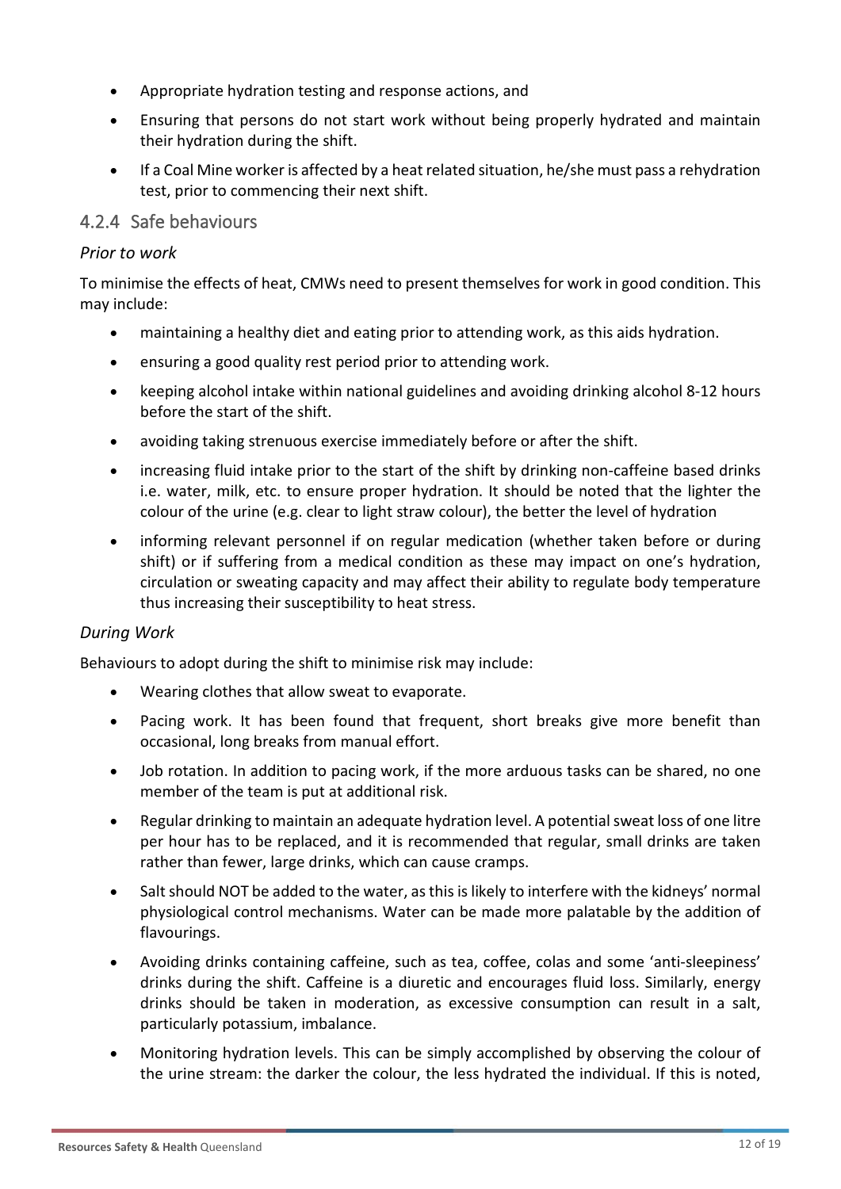- Appropriate hydration testing and response actions, and
- Ensuring that persons do not start work without being properly hydrated and maintain their hydration during the shift.
- If a Coal Mine worker is affected by a heat related situation, he/she must pass a rehydration test, prior to commencing their next shift.

### 4.2.4 Safe behaviours

*Prior to work*

To minimise the effects of heat, CMWs need to present themselves for work in good condition. This may include:

- maintaining a healthy diet and eating prior to attending work, as this aids hydration.
- ensuring a good quality rest period prior to attending work.
- keeping alcohol intake within national guidelines and avoiding drinking alcohol 8-12 hours before the start of the shift.
- avoiding taking strenuous exercise immediately before or after the shift.
- increasing fluid intake prior to the start of the shift by drinking non-caffeine based drinks i.e. water, milk, etc. to ensure proper hydration. It should be noted that the lighter the colour of the urine (e.g. clear to light straw colour), the better the level of hydration
- informing relevant personnel if on regular medication (whether taken before or during shift) or if suffering from a medical condition as these may impact on one's hydration, circulation or sweating capacity and may affect their ability to regulate body temperature thus increasing their susceptibility to heat stress.

*During Work*

Behaviours to adopt during the shift to minimise risk may include:

- Wearing clothes that allow sweat to evaporate.
- Pacing work. It has been found that frequent, short breaks give more benefit than occasional, long breaks from manual effort.
- Job rotation. In addition to pacing work, if the more arduous tasks can be shared, no one member of the team is put at additional risk.
- Regular drinking to maintain an adequate hydration level. A potential sweat loss of one litre per hour has to be replaced, and it is recommended that regular, small drinks are taken rather than fewer, large drinks, which can cause cramps.
- Salt should NOT be added to the water, as this is likely to interfere with the kidneys' normal physiological control mechanisms. Water can be made more palatable by the addition of flavourings.
- Avoiding drinks containing caffeine, such as tea, coffee, colas and some 'anti-sleepiness' drinks during the shift. Caffeine is a diuretic and encourages fluid loss. Similarly, energy drinks should be taken in moderation, as excessive consumption can result in a salt, particularly potassium, imbalance.
- Monitoring hydration levels. This can be simply accomplished by observing the colour of the urine stream: the darker the colour, the less hydrated the individual. If this is noted,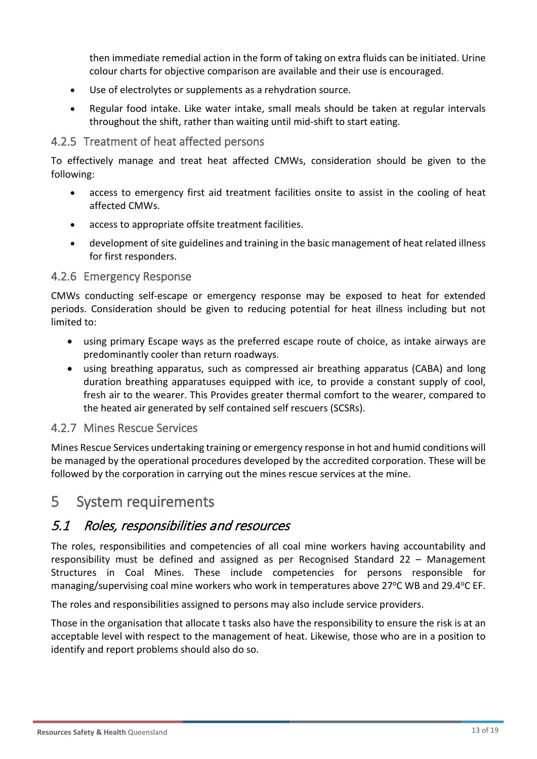then immediate remedial action in the form of taking on extra fluids can be initiated. Urine colour charts for objective comparison are available and their use is encouraged.

- Use of electrolytes or supplements as a rehydration source.
- Regular food intake. Like water intake, small meals should be taken at regular intervals throughout the shift, rather than waiting until mid-shift to start eating.

### 4.2.5 Treatment of heat affected persons

To effectively manage and treat heat affected CMWs, consideration should be given to the following:

- access to emergency first aid treatment facilities onsite to assist in the cooling of heat affected CMWs.
- access to appropriate offsite treatment facilities.
- development of site guidelines and training in the basic management of heat related illness for first responders.

### 4.2.6 Emergency Response

CMWs conducting self-escape or emergency response may be exposed to heat for extended periods. Consideration should be given to reducing potential for heat illness including but not limited to:

- using primary Escape ways as the preferred escape route of choice, as intake airways are predominantly cooler than return roadways.
- using breathing apparatus, such as compressed air breathing apparatus (CABA) and long duration breathing apparatuses equipped with ice, to provide a constant supply of cool, fresh air to the wearer. This Provides greater thermal comfort to the wearer, compared to the heated air generated by self contained self rescuers (SCSRs).

### 4.2.7 Mines Rescue Services

Mines Rescue Services undertaking training or emergency response in hot and humid conditions will be managed by the operational procedures developed by the accredited corporation. These will be followed by the corporation in carrying out the mines rescue services at the mine.

# 5 System requirements

## *5.1 Roles, responsibilities and resources*

The roles, responsibilities and competencies of all coal mine workers having accountability and responsibility must be defined and assigned as per Recognised Standard 22 – Management Structures in Coal Mines. These include competencies for persons responsible for managing/supervising coal mine workers who work in temperatures above 27°C WB and 29.4°C EF.

The roles and responsibilities assigned to persons may also include service providers.

Those in the organisation that allocate t tasks also have the responsibility to ensure the risk is at an acceptable level with respect to the management of heat. Likewise, those who are in a position to identify and report problems should also do so.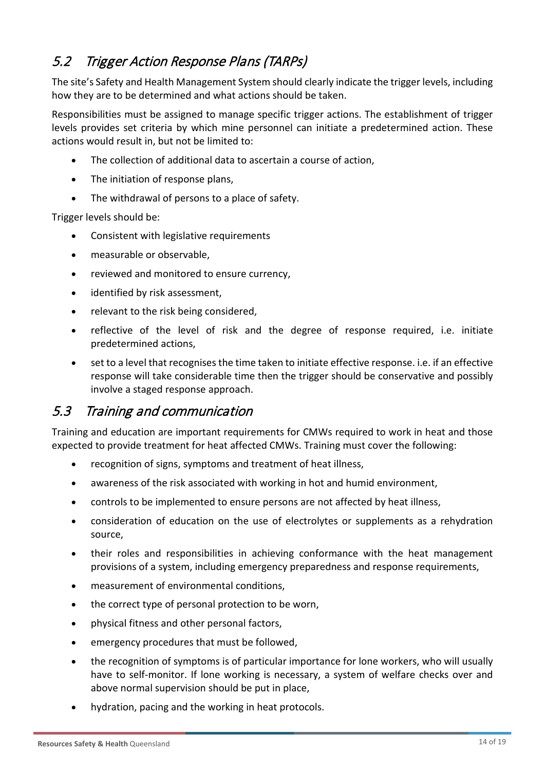## 5.2 Trigger Action Response Plans (TARPs)

The site's Safety and Health Management System should clearly indicate the trigger levels, including how they are to be determined and what actions should be taken.

Responsibilities must be assigned to manage specific trigger actions. The establishment of trigger levels provides set criteria by which mine personnel can initiate a predetermined action. These actions would result in, but not be limited to:

- The collection of additional data to ascertain a course of action,
- The initiation of response plans,
- The withdrawal of persons to a place of safety.

Trigger levels should be:

- Consistent with legislative requirements
- measurable or observable,
- reviewed and monitored to ensure currency,
- identified by risk assessment,
- relevant to the risk being considered,
- reflective of the level of risk and the degree of response required, i.e. initiate predetermined actions,
- set to a level that recognises the time taken to initiate effective response. i.e. if an effective response will take considerable time then the trigger should be conservative and possibly involve a staged response approach.

## 5.3 Training and communication

Training and education are important requirements for CMWs required to work in heat and those expected to provide treatment for heat affected CMWs. Training must cover the following:

- recognition of signs, symptoms and treatment of heat illness,
- awareness of the risk associated with working in hot and humid environment,
- controls to be implemented to ensure persons are not affected by heat illness,
- consideration of education on the use of electrolytes or supplements as a rehydration source,
- their roles and responsibilities in achieving conformance with the heat management provisions of a system, including emergency preparedness and response requirements,
- measurement of environmental conditions,
- the correct type of personal protection to be worn,
- physical fitness and other personal factors,
- emergency procedures that must be followed,
- the recognition of symptoms is of particular importance for lone workers, who will usually have to self-monitor. If lone working is necessary, a system of welfare checks over and above normal supervision should be put in place,
- hydration, pacing and the working in heat protocols.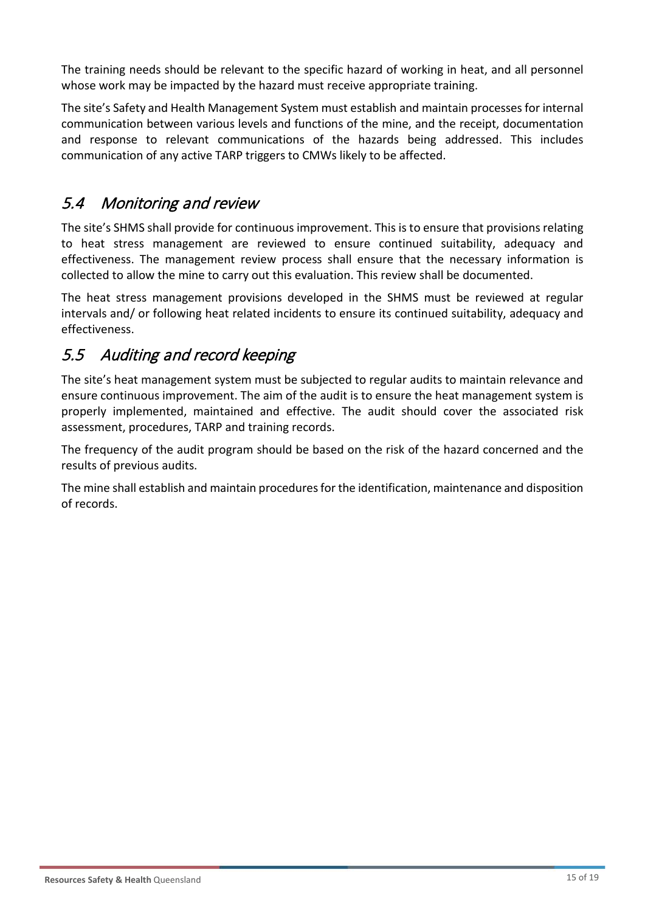The training needs should be relevant to the specific hazard of working in heat, and all personnel whose work may be impacted by the hazard must receive appropriate training.

The site's Safety and Health Management System must establish and maintain processes for internal communication between various levels and functions of the mine, and the receipt, documentation and response to relevant communications of the hazards being addressed. This includes communication of any active TARP triggers to CMWs likely to be affected.

## *5.4 Monitoring and review*

The site's SHMS shall provide for continuous improvement. This is to ensure that provisions relating to heat stress management are reviewed to ensure continued suitability, adequacy and effectiveness. The management review process shall ensure that the necessary information is collected to allow the mine to carry out this evaluation. This review shall be documented.

The heat stress management provisions developed in the SHMS must be reviewed at regular intervals and/ or following heat related incidents to ensure its continued suitability, adequacy and effectiveness.

## *5.5 Auditing and record keeping*

The site's heat management system must be subjected to regular audits to maintain relevance and ensure continuous improvement. The aim of the audit is to ensure the heat management system is properly implemented, maintained and effective. The audit should cover the associated risk assessment, procedures, TARP and training records.

The frequency of the audit program should be based on the risk of the hazard concerned and the results of previous audits.

The mine shall establish and maintain procedures for the identification, maintenance and disposition of records.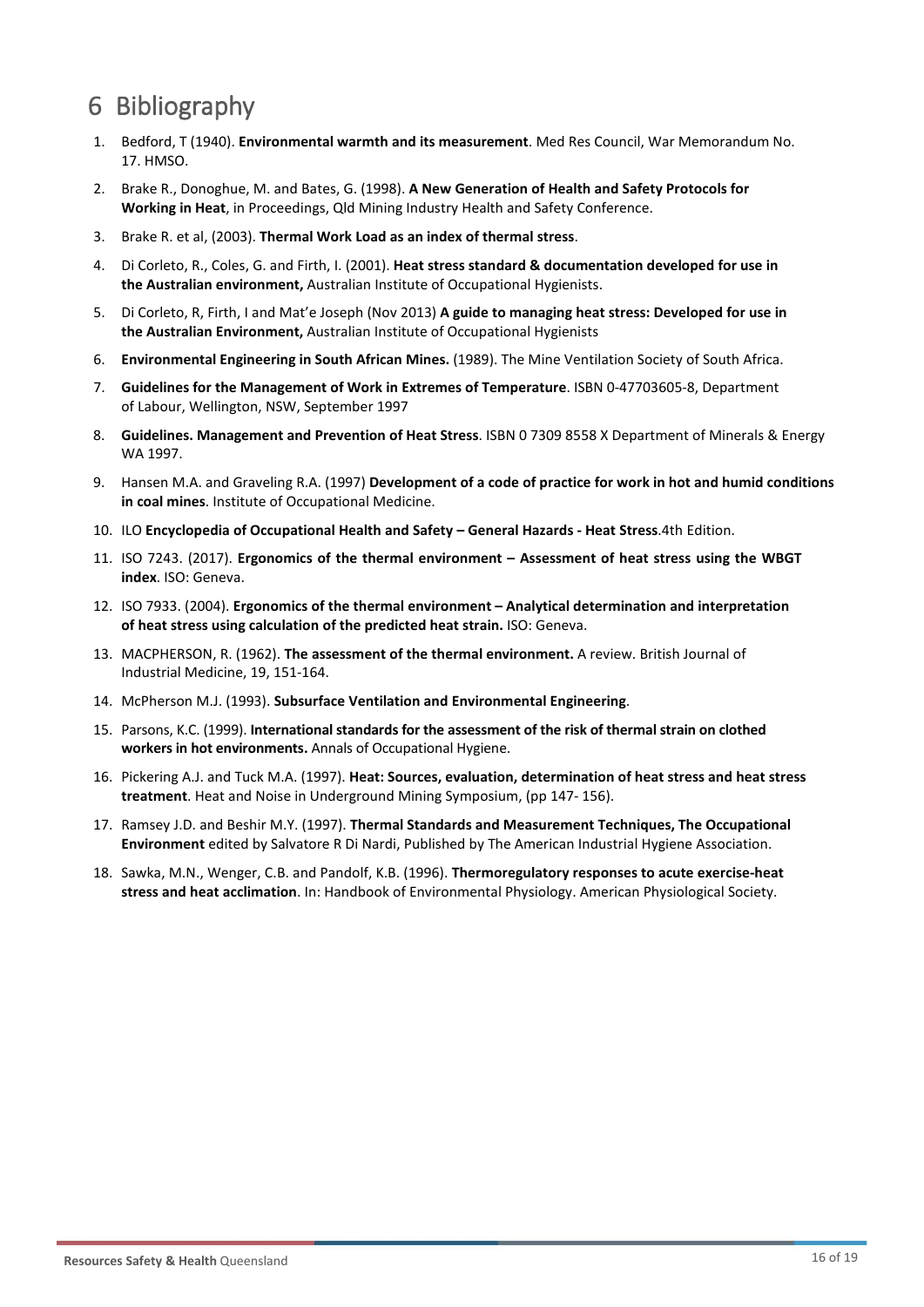# 6 Bibliography

1. Bedford, T (1940). **Environmental warmth and its measurement**. Med Res Council, War Memorandum No. 17. HMSO.
2. Brake R., Donoghue, M. and Bates, G. (1998). **A New Generation of Health and Safety Protocols for Working in Heat**, in Proceedings, Qld Mining Industry Health and Safety Conference.
3. Brake R. et al, (2003). **Thermal Work Load as an index of thermal stress**.
4. Di Corleto, R., Coles, G. and Firth, I. (2001). **Heat stress standard & documentation developed for use in the Australian environment,** Australian Institute of Occupational Hygienists.
5. Di Corleto, R, Firth, I and Mat'e Joseph (Nov 2013) **A guide to managing heat stress: Developed for use in the Australian Environment,** Australian Institute of Occupational Hygienists
6. **Environmental Engineering in South African Mines.** (1989). The Mine Ventilation Society of South Africa.
7. **Guidelines for the Management of Work in Extremes of Temperature**. ISBN 0-47703605-8, Department of Labour, Wellington, NSW, September 1997
8. **Guidelines. Management and Prevention of Heat Stress**. ISBN 0 7309 8558 X Department of Minerals & Energy WA 1997.
9. Hansen M.A. and Graveling R.A. (1997) **Development of a code of practice for work in hot and humid conditions in coal mines**. Institute of Occupational Medicine.
10. ILO **Encyclopedia of Occupational Health and Safety – General Hazards - Heat Stress**.4th Edition.
11. ISO 7243. (2017). **Ergonomics of the thermal environment – Assessment of heat stress using the WBGT index**. ISO: Geneva.
12. ISO 7933. (2004). **Ergonomics of the thermal environment – Analytical determination and interpretation of heat stress using calculation of the predicted heat strain.** ISO: Geneva.
13. MACPHERSON, R. (1962). **The assessment of the thermal environment.** A review. British Journal of Industrial Medicine, 19, 151-164.
14. McPherson M.J. (1993). **Subsurface Ventilation and Environmental Engineering**.
15. Parsons, K.C. (1999). **International standards for the assessment of the risk of thermal strain on clothed workers in hot environments.** Annals of Occupational Hygiene.
16. Pickering A.J. and Tuck M.A. (1997). **Heat: Sources, evaluation, determination of heat stress and heat stress treatment**. Heat and Noise in Underground Mining Symposium, (pp 147- 156).
17. Ramsey J.D. and Beshir M.Y. (1997). **Thermal Standards and Measurement Techniques, The Occupational Environment** edited by Salvatore R Di Nardi, Published by The American Industrial Hygiene Association.
18. Sawka, M.N., Wenger, C.B. and Pandolf, K.B. (1996). **Thermoregulatory responses to acute exercise-heat stress and heat acclimation**. In: Handbook of Environmental Physiology. American Physiological Society.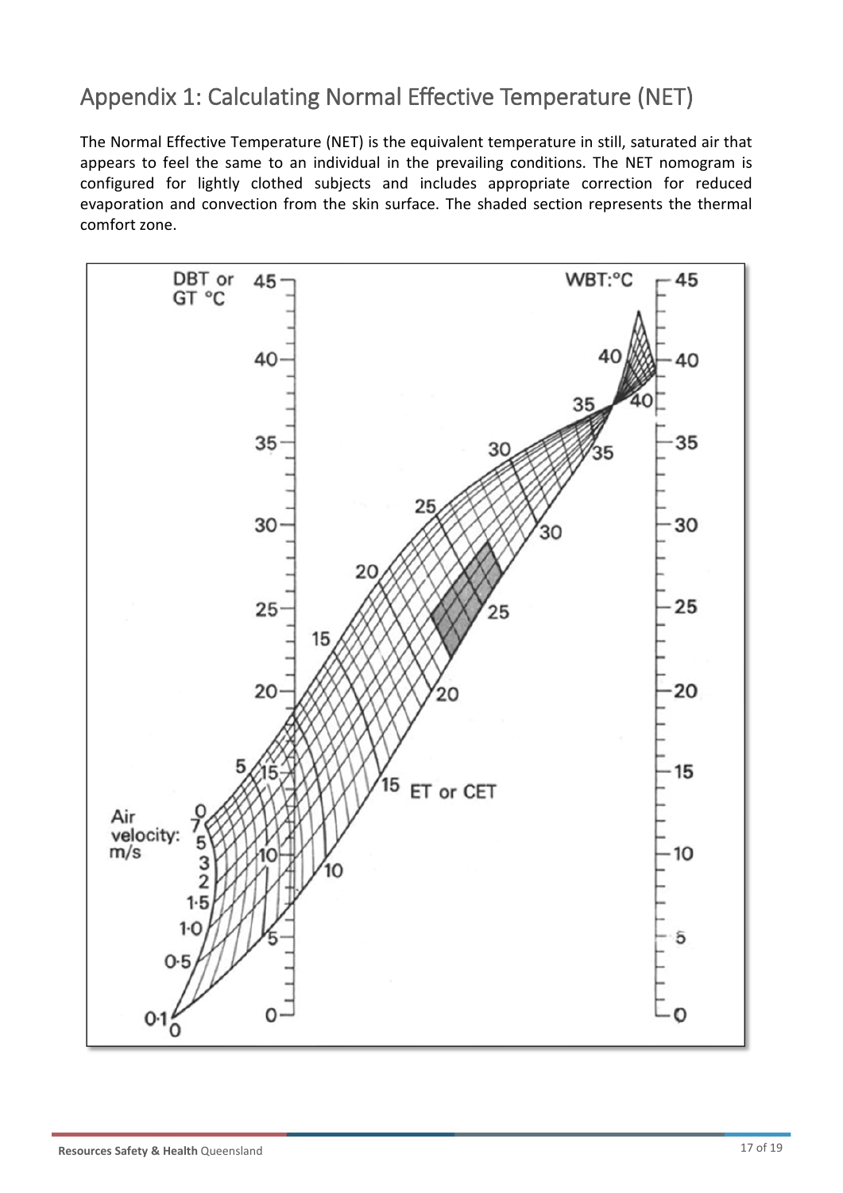# Appendix 1: Calculating Normal Effective Temperature (NET)

The Normal Effective Temperature (NET) is the equivalent temperature in still, saturated air that appears to feel the same to an individual in the prevailing conditions. The NET nomogram is configured for lightly clothed subjects and includes appropriate correction for reduced evaporation and convection from the skin surface. The shaded section represents the thermal comfort zone.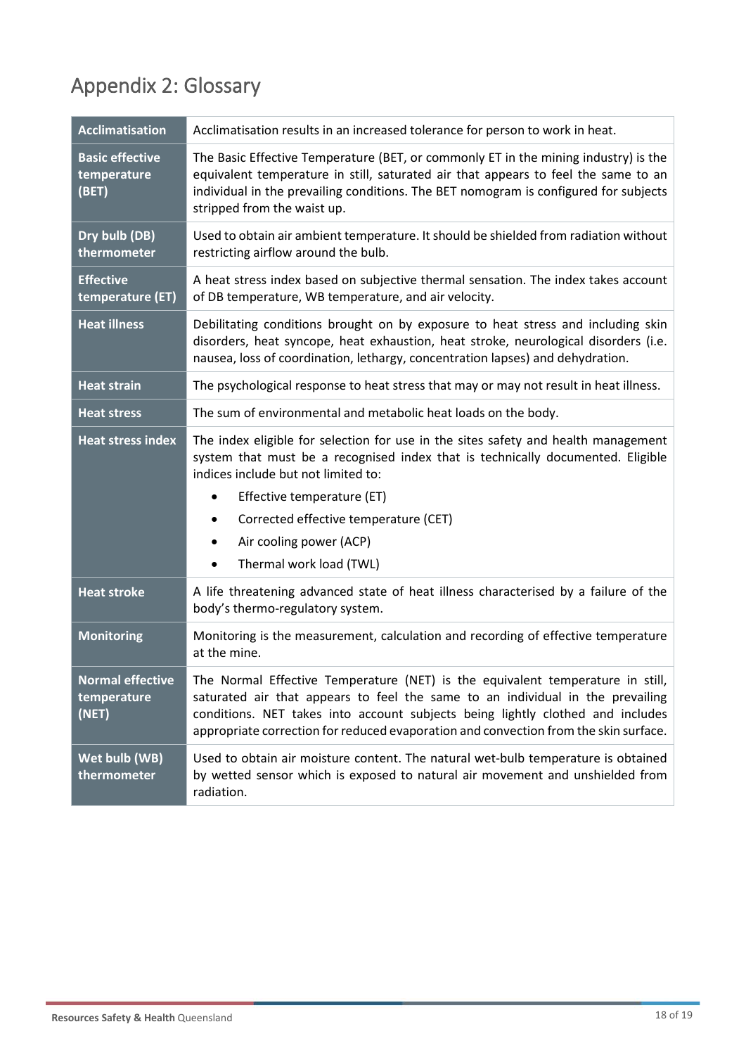# Appendix 2: Glossary

| | |
|---|---|
| **Acclimatisation** | Acclimatisation results in an increased tolerance for person to work in heat. |
| **Basic effective temperature (BET)** | The Basic Effective Temperature (BET, or commonly ET in the mining industry) is the equivalent temperature in still, saturated air that appears to feel the same to an individual in the prevailing conditions. The BET nomogram is configured for subjects stripped from the waist up. |
| **Dry bulb (DB) thermometer** | Used to obtain air ambient temperature. It should be shielded from radiation without restricting airflow around the bulb. |
| **Effective temperature (ET)** | A heat stress index based on subjective thermal sensation. The index takes account of DB temperature, WB temperature, and air velocity. |
| **Heat illness** | Debilitating conditions brought on by exposure to heat stress and including skin disorders, heat syncope, heat exhaustion, heat stroke, neurological disorders (i.e. nausea, loss of coordination, lethargy, concentration lapses) and dehydration. |
| **Heat strain** | The psychological response to heat stress that may or may not result in heat illness. |
| **Heat stress** | The sum of environmental and metabolic heat loads on the body. |
| **Heat stress index** | The index eligible for selection for use in the sites safety and health management system that must be a recognised index that is technically documented. Eligible indices include but not limited to:<br>• Effective temperature (ET)<br>• Corrected effective temperature (CET)<br>• Air cooling power (ACP)<br>• Thermal work load (TWL) |
| **Heat stroke** | A life threatening advanced state of heat illness characterised by a failure of the body's thermo-regulatory system. |
| **Monitoring** | Monitoring is the measurement, calculation and recording of effective temperature at the mine. |
| **Normal effective temperature (NET)** | The Normal Effective Temperature (NET) is the equivalent temperature in still, saturated air that appears to feel the same to an individual in the prevailing conditions. NET takes into account subjects being lightly clothed and includes appropriate correction for reduced evaporation and convection from the skin surface. |
| **Wet bulb (WB) thermometer** | Used to obtain air moisture content. The natural wet-bulb temperature is obtained by wetted sensor which is exposed to natural air movement and unshielded from radiation. |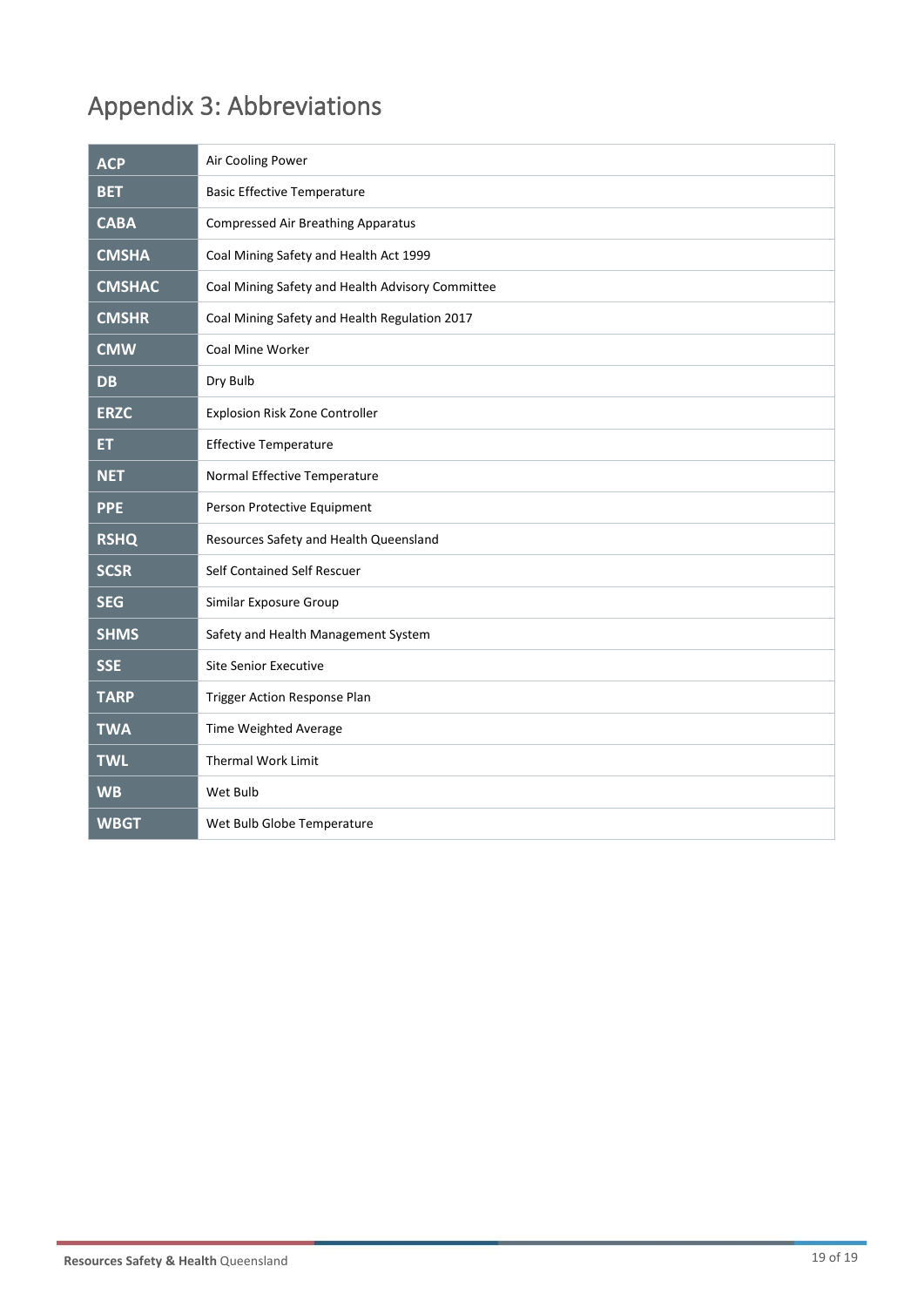# Appendix 3: Abbreviations

| | |
|---|---|
| **ACP** | Air Cooling Power |
| **BET** | Basic Effective Temperature |
| **CABA** | Compressed Air Breathing Apparatus |
| **CMSHA** | Coal Mining Safety and Health Act 1999 |
| **CMSHAC** | Coal Mining Safety and Health Advisory Committee |
| **CMSHR** | Coal Mining Safety and Health Regulation 2017 |
| **CMW** | Coal Mine Worker |
| **DB** | Dry Bulb |
| **ERZC** | Explosion Risk Zone Controller |
| **ET** | Effective Temperature |
| **NET** | Normal Effective Temperature |
| **PPE** | Person Protective Equipment |
| **RSHQ** | Resources Safety and Health Queensland |
| **SCSR** | Self Contained Self Rescuer |
| **SEG** | Similar Exposure Group |
| **SHMS** | Safety and Health Management System |
| **SSE** | Site Senior Executive |
| **TARP** | Trigger Action Response Plan |
| **TWA** | Time Weighted Average |
| **TWL** | Thermal Work Limit |
| **WB** | Wet Bulb |
| **WBGT** | Wet Bulb Globe Temperature |